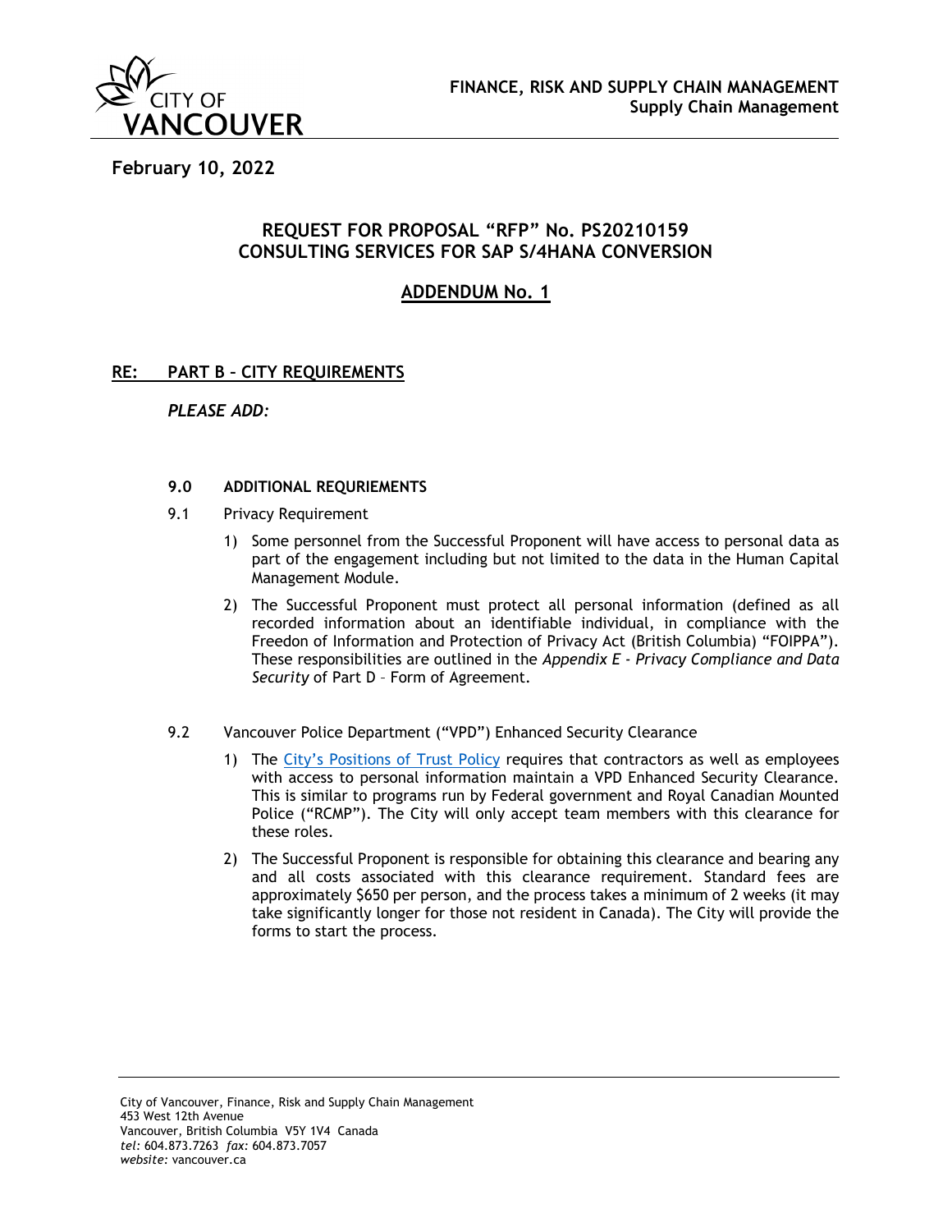**FINANCE, RISK AND SUPPLY CHAIN MANAGEMENT**
**Supply Chain Management**

**February 10, 2022**

## REQUEST FOR PROPOSAL "RFP" No. PS20210159
## CONSULTING SERVICES FOR SAP S/4HANA CONVERSION

## ADDENDUM No. 1

**RE: PART B – CITY REQUIREMENTS**

*PLEASE ADD:*

**9.0 ADDITIONAL REQURIEMENTS**

9.1 Privacy Requirement

1) Some personnel from the Successful Proponent will have access to personal data as part of the engagement including but not limited to the data in the Human Capital Management Module.

2) The Successful Proponent must protect all personal information (defined as all recorded information about an identifiable individual, in compliance with the Freedon of Information and Protection of Privacy Act (British Columbia) "FOIPPA"). These responsibilities are outlined in the *Appendix E - Privacy Compliance and Data Security* of Part D – Form of Agreement.

9.2 Vancouver Police Department ("VPD") Enhanced Security Clearance

1) The City's Positions of Trust Policy requires that contractors as well as employees with access to personal information maintain a VPD Enhanced Security Clearance. This is similar to programs run by Federal government and Royal Canadian Mounted Police ("RCMP"). The City will only accept team members with this clearance for these roles.

2) The Successful Proponent is responsible for obtaining this clearance and bearing any and all costs associated with this clearance requirement. Standard fees are approximately $650 per person, and the process takes a minimum of 2 weeks (it may take significantly longer for those not resident in Canada). The City will provide the forms to start the process.

City of Vancouver, Finance, Risk and Supply Chain Management
453 West 12th Avenue
Vancouver, British Columbia V5Y 1V4 Canada
*tel:* 604.873.7263 *fax:* 604.873.7057
*website:* vancouver.ca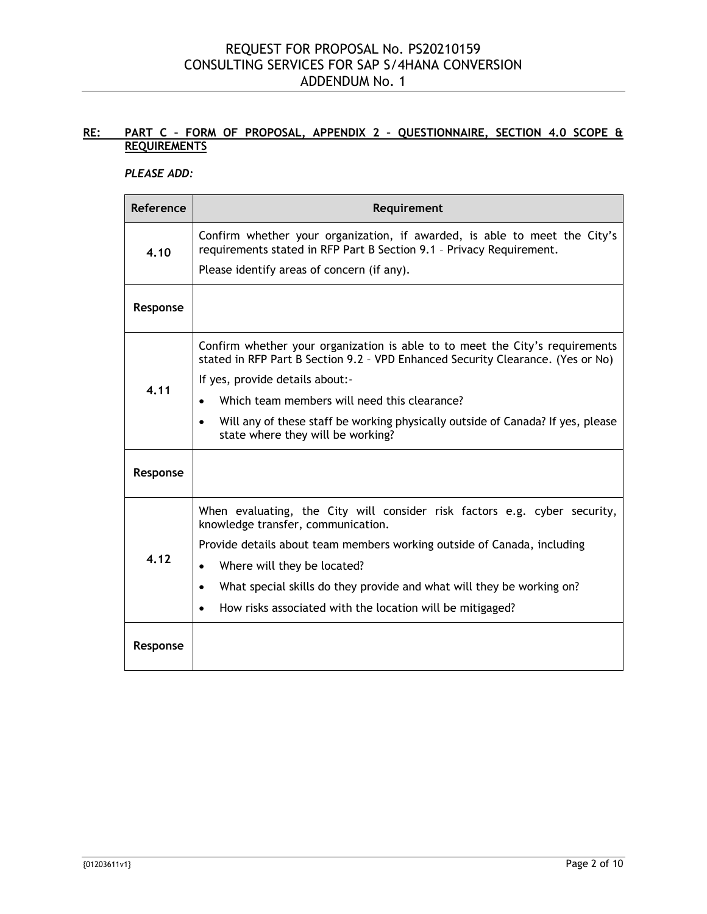## RE: PART C – FORM OF PROPOSAL, APPENDIX 2 – QUESTIONNAIRE, SECTION 4.0 SCOPE & REQUIREMENTS

*PLEASE ADD:*

| Reference | Requirement |
|---|---|
| **4.10** | Confirm whether your organization, if awarded, is able to meet the City's requirements stated in RFP Part B Section 9.1 – Privacy Requirement.<br>Please identify areas of concern (if any). |
| **Response** | |
| **4.11** | Confirm whether your organization is able to to meet the City's requirements stated in RFP Part B Section 9.2 – VPD Enhanced Security Clearance. (Yes or No)<br>If yes, provide details about:-<br>• Which team members will need this clearance?<br>• Will any of these staff be working physically outside of Canada? If yes, please state where they will be working? |
| **Response** | |
| **4.12** | When evaluating, the City will consider risk factors e.g. cyber security, knowledge transfer, communication.<br>Provide details about team members working outside of Canada, including<br>• Where will they be located?<br>• What special skills do they provide and what will they be working on?<br>• How risks associated with the location will be mitigaged? |
| **Response** | |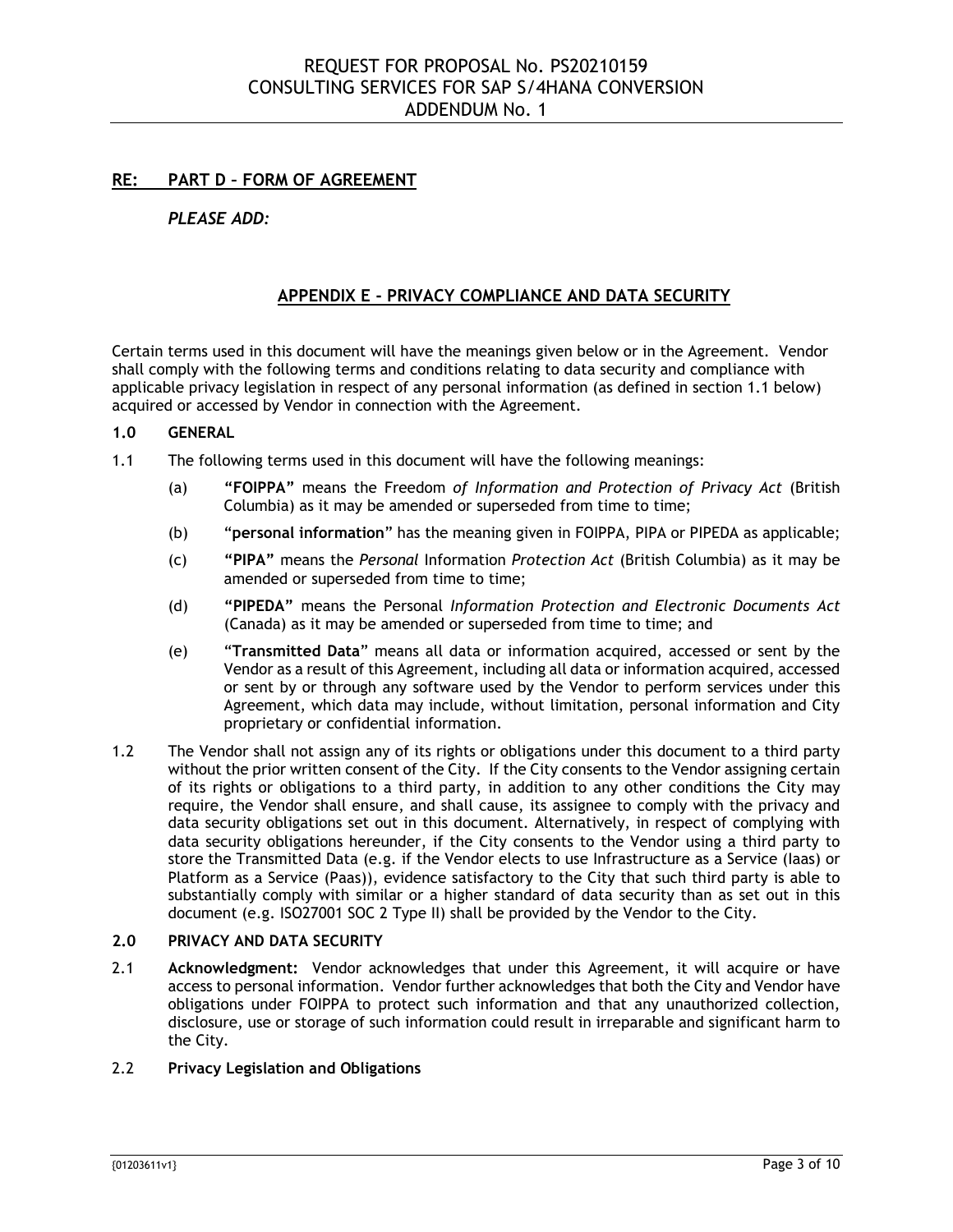## RE: PART D – FORM OF AGREEMENT

*PLEASE ADD:*

## APPENDIX E – PRIVACY COMPLIANCE AND DATA SECURITY

Certain terms used in this document will have the meanings given below or in the Agreement. Vendor shall comply with the following terms and conditions relating to data security and compliance with applicable privacy legislation in respect of any personal information (as defined in section 1.1 below) acquired or accessed by Vendor in connection with the Agreement.

### 1.0 GENERAL

1.1 The following terms used in this document will have the following meanings:

(a) **"FOIPPA"** means the Freedom *of Information and Protection of Privacy Act* (British Columbia) as it may be amended or superseded from time to time;

(b) "**personal information**" has the meaning given in FOIPPA, PIPA or PIPEDA as applicable;

(c) **"PIPA"** means the *Personal* Information *Protection Act* (British Columbia) as it may be amended or superseded from time to time;

(d) **"PIPEDA"** means the Personal *Information Protection and Electronic Documents Act* (Canada) as it may be amended or superseded from time to time; and

(e) "**Transmitted Data**" means all data or information acquired, accessed or sent by the Vendor as a result of this Agreement, including all data or information acquired, accessed or sent by or through any software used by the Vendor to perform services under this Agreement, which data may include, without limitation, personal information and City proprietary or confidential information.

1.2 The Vendor shall not assign any of its rights or obligations under this document to a third party without the prior written consent of the City. If the City consents to the Vendor assigning certain of its rights or obligations to a third party, in addition to any other conditions the City may require, the Vendor shall ensure, and shall cause, its assignee to comply with the privacy and data security obligations set out in this document. Alternatively, in respect of complying with data security obligations hereunder, if the City consents to the Vendor using a third party to store the Transmitted Data (e.g. if the Vendor elects to use Infrastructure as a Service (Iaas) or Platform as a Service (Paas)), evidence satisfactory to the City that such third party is able to substantially comply with similar or a higher standard of data security than as set out in this document (e.g. ISO27001 SOC 2 Type II) shall be provided by the Vendor to the City.

### 2.0 PRIVACY AND DATA SECURITY

2.1 **Acknowledgment:** Vendor acknowledges that under this Agreement, it will acquire or have access to personal information. Vendor further acknowledges that both the City and Vendor have obligations under FOIPPA to protect such information and that any unauthorized collection, disclosure, use or storage of such information could result in irreparable and significant harm to the City.

2.2 **Privacy Legislation and Obligations**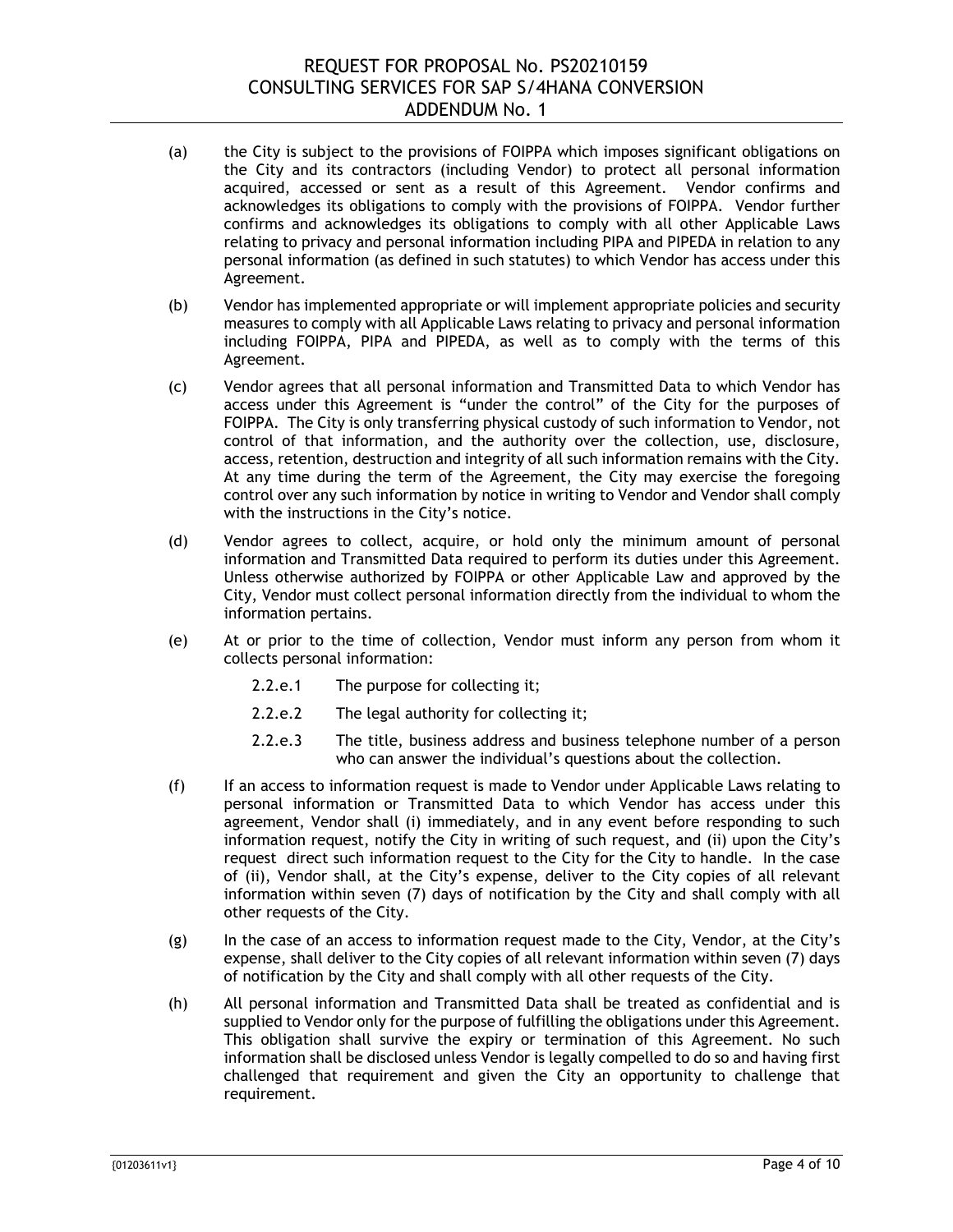(a) the City is subject to the provisions of FOIPPA which imposes significant obligations on the City and its contractors (including Vendor) to protect all personal information acquired, accessed or sent as a result of this Agreement. Vendor confirms and acknowledges its obligations to comply with the provisions of FOIPPA. Vendor further confirms and acknowledges its obligations to comply with all other Applicable Laws relating to privacy and personal information including PIPA and PIPEDA in relation to any personal information (as defined in such statutes) to which Vendor has access under this Agreement.

(b) Vendor has implemented appropriate or will implement appropriate policies and security measures to comply with all Applicable Laws relating to privacy and personal information including FOIPPA, PIPA and PIPEDA, as well as to comply with the terms of this Agreement.

(c) Vendor agrees that all personal information and Transmitted Data to which Vendor has access under this Agreement is "under the control" of the City for the purposes of FOIPPA. The City is only transferring physical custody of such information to Vendor, not control of that information, and the authority over the collection, use, disclosure, access, retention, destruction and integrity of all such information remains with the City. At any time during the term of the Agreement, the City may exercise the foregoing control over any such information by notice in writing to Vendor and Vendor shall comply with the instructions in the City's notice.

(d) Vendor agrees to collect, acquire, or hold only the minimum amount of personal information and Transmitted Data required to perform its duties under this Agreement. Unless otherwise authorized by FOIPPA or other Applicable Law and approved by the City, Vendor must collect personal information directly from the individual to whom the information pertains.

(e) At or prior to the time of collection, Vendor must inform any person from whom it collects personal information:

 2.2.e.1 The purpose for collecting it;

 2.2.e.2 The legal authority for collecting it;

 2.2.e.3 The title, business address and business telephone number of a person who can answer the individual's questions about the collection.

(f) If an access to information request is made to Vendor under Applicable Laws relating to personal information or Transmitted Data to which Vendor has access under this agreement, Vendor shall (i) immediately, and in any event before responding to such information request, notify the City in writing of such request, and (ii) upon the City's request direct such information request to the City for the City to handle. In the case of (ii), Vendor shall, at the City's expense, deliver to the City copies of all relevant information within seven (7) days of notification by the City and shall comply with all other requests of the City.

(g) In the case of an access to information request made to the City, Vendor, at the City's expense, shall deliver to the City copies of all relevant information within seven (7) days of notification by the City and shall comply with all other requests of the City.

(h) All personal information and Transmitted Data shall be treated as confidential and is supplied to Vendor only for the purpose of fulfilling the obligations under this Agreement. This obligation shall survive the expiry or termination of this Agreement. No such information shall be disclosed unless Vendor is legally compelled to do so and having first challenged that requirement and given the City an opportunity to challenge that requirement.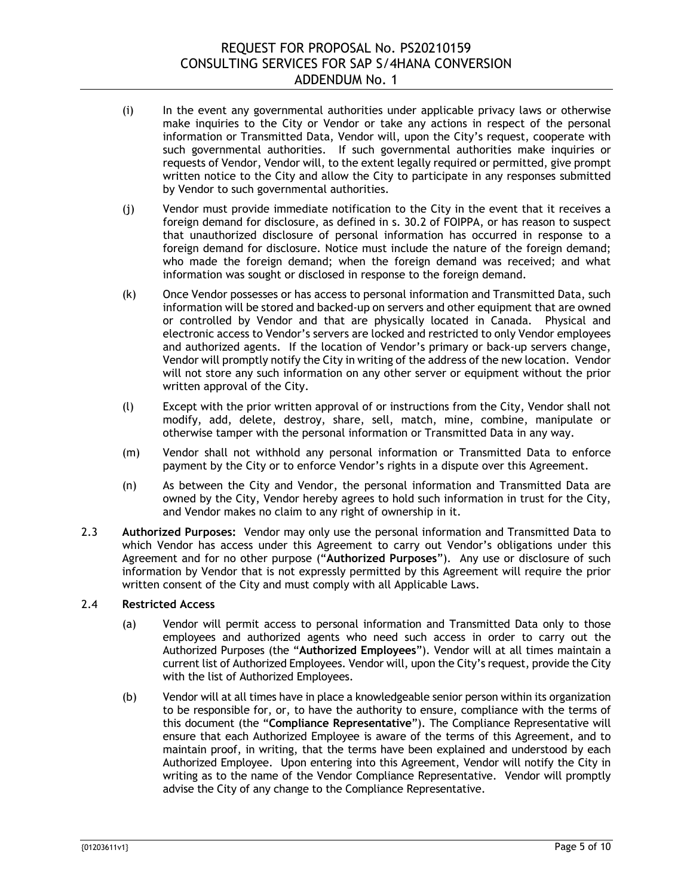(i) In the event any governmental authorities under applicable privacy laws or otherwise make inquiries to the City or Vendor or take any actions in respect of the personal information or Transmitted Data, Vendor will, upon the City's request, cooperate with such governmental authorities. If such governmental authorities make inquiries or requests of Vendor, Vendor will, to the extent legally required or permitted, give prompt written notice to the City and allow the City to participate in any responses submitted by Vendor to such governmental authorities.

(j) Vendor must provide immediate notification to the City in the event that it receives a foreign demand for disclosure, as defined in s. 30.2 of FOIPPA, or has reason to suspect that unauthorized disclosure of personal information has occurred in response to a foreign demand for disclosure. Notice must include the nature of the foreign demand; who made the foreign demand; when the foreign demand was received; and what information was sought or disclosed in response to the foreign demand.

(k) Once Vendor possesses or has access to personal information and Transmitted Data, such information will be stored and backed-up on servers and other equipment that are owned or controlled by Vendor and that are physically located in Canada. Physical and electronic access to Vendor's servers are locked and restricted to only Vendor employees and authorized agents. If the location of Vendor's primary or back-up servers change, Vendor will promptly notify the City in writing of the address of the new location. Vendor will not store any such information on any other server or equipment without the prior written approval of the City.

(l) Except with the prior written approval of or instructions from the City, Vendor shall not modify, add, delete, destroy, share, sell, match, mine, combine, manipulate or otherwise tamper with the personal information or Transmitted Data in any way.

(m) Vendor shall not withhold any personal information or Transmitted Data to enforce payment by the City or to enforce Vendor's rights in a dispute over this Agreement.

(n) As between the City and Vendor, the personal information and Transmitted Data are owned by the City, Vendor hereby agrees to hold such information in trust for the City, and Vendor makes no claim to any right of ownership in it.

2.3 **Authorized Purposes:** Vendor may only use the personal information and Transmitted Data to which Vendor has access under this Agreement to carry out Vendor's obligations under this Agreement and for no other purpose ("**Authorized Purposes**"). Any use or disclosure of such information by Vendor that is not expressly permitted by this Agreement will require the prior written consent of the City and must comply with all Applicable Laws.

2.4 **Restricted Access**

(a) Vendor will permit access to personal information and Transmitted Data only to those employees and authorized agents who need such access in order to carry out the Authorized Purposes (the "**Authorized Employees**"). Vendor will at all times maintain a current list of Authorized Employees. Vendor will, upon the City's request, provide the City with the list of Authorized Employees.

(b) Vendor will at all times have in place a knowledgeable senior person within its organization to be responsible for, or, to have the authority to ensure, compliance with the terms of this document (the "**Compliance Representative**"). The Compliance Representative will ensure that each Authorized Employee is aware of the terms of this Agreement, and to maintain proof, in writing, that the terms have been explained and understood by each Authorized Employee. Upon entering into this Agreement, Vendor will notify the City in writing as to the name of the Vendor Compliance Representative. Vendor will promptly advise the City of any change to the Compliance Representative.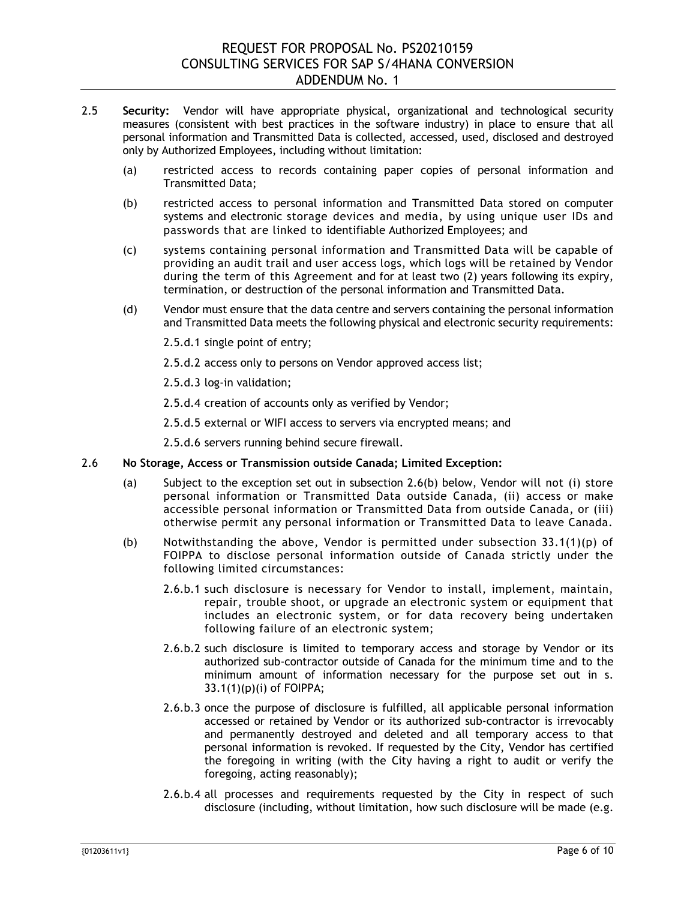2.5 **Security:** Vendor will have appropriate physical, organizational and technological security measures (consistent with best practices in the software industry) in place to ensure that all personal information and Transmitted Data is collected, accessed, used, disclosed and destroyed only by Authorized Employees, including without limitation:

(a) restricted access to records containing paper copies of personal information and Transmitted Data;

(b) restricted access to personal information and Transmitted Data stored on computer systems and electronic storage devices and media, by using unique user IDs and passwords that are linked to identifiable Authorized Employees; and

(c) systems containing personal information and Transmitted Data will be capable of providing an audit trail and user access logs, which logs will be retained by Vendor during the term of this Agreement and for at least two (2) years following its expiry, termination, or destruction of the personal information and Transmitted Data.

(d) Vendor must ensure that the data centre and servers containing the personal information and Transmitted Data meets the following physical and electronic security requirements:

2.5.d.1 single point of entry;

2.5.d.2 access only to persons on Vendor approved access list;

2.5.d.3 log-in validation;

2.5.d.4 creation of accounts only as verified by Vendor;

2.5.d.5 external or WIFI access to servers via encrypted means; and

2.5.d.6 servers running behind secure firewall.

2.6 **No Storage, Access or Transmission outside Canada; Limited Exception:**

(a) Subject to the exception set out in subsection 2.6(b) below, Vendor will not (i) store personal information or Transmitted Data outside Canada, (ii) access or make accessible personal information or Transmitted Data from outside Canada, or (iii) otherwise permit any personal information or Transmitted Data to leave Canada.

(b) Notwithstanding the above, Vendor is permitted under subsection 33.1(1)(p) of FOIPPA to disclose personal information outside of Canada strictly under the following limited circumstances:

2.6.b.1 such disclosure is necessary for Vendor to install, implement, maintain, repair, trouble shoot, or upgrade an electronic system or equipment that includes an electronic system, or for data recovery being undertaken following failure of an electronic system;

2.6.b.2 such disclosure is limited to temporary access and storage by Vendor or its authorized sub-contractor outside of Canada for the minimum time and to the minimum amount of information necessary for the purpose set out in s. 33.1(1)(p)(i) of FOIPPA;

2.6.b.3 once the purpose of disclosure is fulfilled, all applicable personal information accessed or retained by Vendor or its authorized sub-contractor is irrevocably and permanently destroyed and deleted and all temporary access to that personal information is revoked. If requested by the City, Vendor has certified the foregoing in writing (with the City having a right to audit or verify the foregoing, acting reasonably);

2.6.b.4 all processes and requirements requested by the City in respect of such disclosure (including, without limitation, how such disclosure will be made (e.g.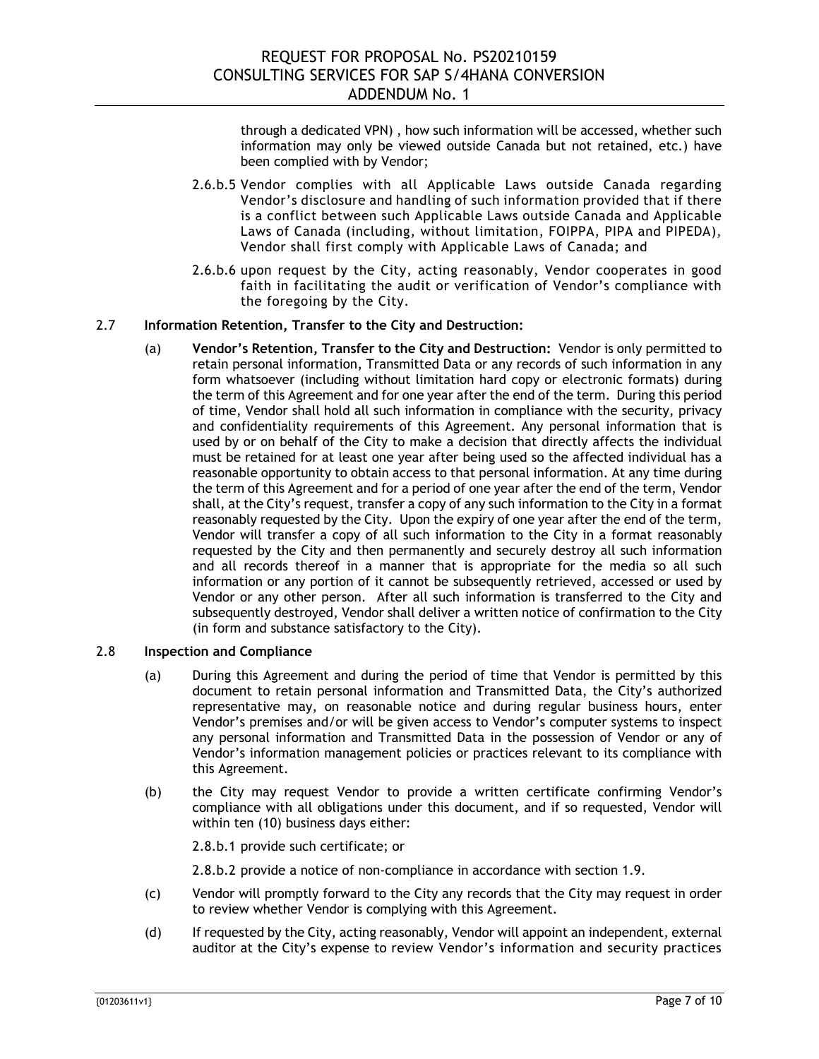through a dedicated VPN) , how such information will be accessed, whether such information may only be viewed outside Canada but not retained, etc.) have been complied with by Vendor;

2.6.b.5 Vendor complies with all Applicable Laws outside Canada regarding Vendor's disclosure and handling of such information provided that if there is a conflict between such Applicable Laws outside Canada and Applicable Laws of Canada (including, without limitation, FOIPPA, PIPA and PIPEDA), Vendor shall first comply with Applicable Laws of Canada; and

2.6.b.6 upon request by the City, acting reasonably, Vendor cooperates in good faith in facilitating the audit or verification of Vendor's compliance with the foregoing by the City.

## 2.7 Information Retention, Transfer to the City and Destruction:

(a) **Vendor's Retention, Transfer to the City and Destruction:** Vendor is only permitted to retain personal information, Transmitted Data or any records of such information in any form whatsoever (including without limitation hard copy or electronic formats) during the term of this Agreement and for one year after the end of the term. During this period of time, Vendor shall hold all such information in compliance with the security, privacy and confidentiality requirements of this Agreement. Any personal information that is used by or on behalf of the City to make a decision that directly affects the individual must be retained for at least one year after being used so the affected individual has a reasonable opportunity to obtain access to that personal information. At any time during the term of this Agreement and for a period of one year after the end of the term, Vendor shall, at the City's request, transfer a copy of any such information to the City in a format reasonably requested by the City. Upon the expiry of one year after the end of the term, Vendor will transfer a copy of all such information to the City in a format reasonably requested by the City and then permanently and securely destroy all such information and all records thereof in a manner that is appropriate for the media so all such information or any portion of it cannot be subsequently retrieved, accessed or used by Vendor or any other person. After all such information is transferred to the City and subsequently destroyed, Vendor shall deliver a written notice of confirmation to the City (in form and substance satisfactory to the City).

## 2.8 Inspection and Compliance

(a) During this Agreement and during the period of time that Vendor is permitted by this document to retain personal information and Transmitted Data, the City's authorized representative may, on reasonable notice and during regular business hours, enter Vendor's premises and/or will be given access to Vendor's computer systems to inspect any personal information and Transmitted Data in the possession of Vendor or any of Vendor's information management policies or practices relevant to its compliance with this Agreement.

(b) the City may request Vendor to provide a written certificate confirming Vendor's compliance with all obligations under this document, and if so requested, Vendor will within ten (10) business days either:

2.8.b.1 provide such certificate; or

2.8.b.2 provide a notice of non-compliance in accordance with section 1.9.

(c) Vendor will promptly forward to the City any records that the City may request in order to review whether Vendor is complying with this Agreement.

(d) If requested by the City, acting reasonably, Vendor will appoint an independent, external auditor at the City's expense to review Vendor's information and security practices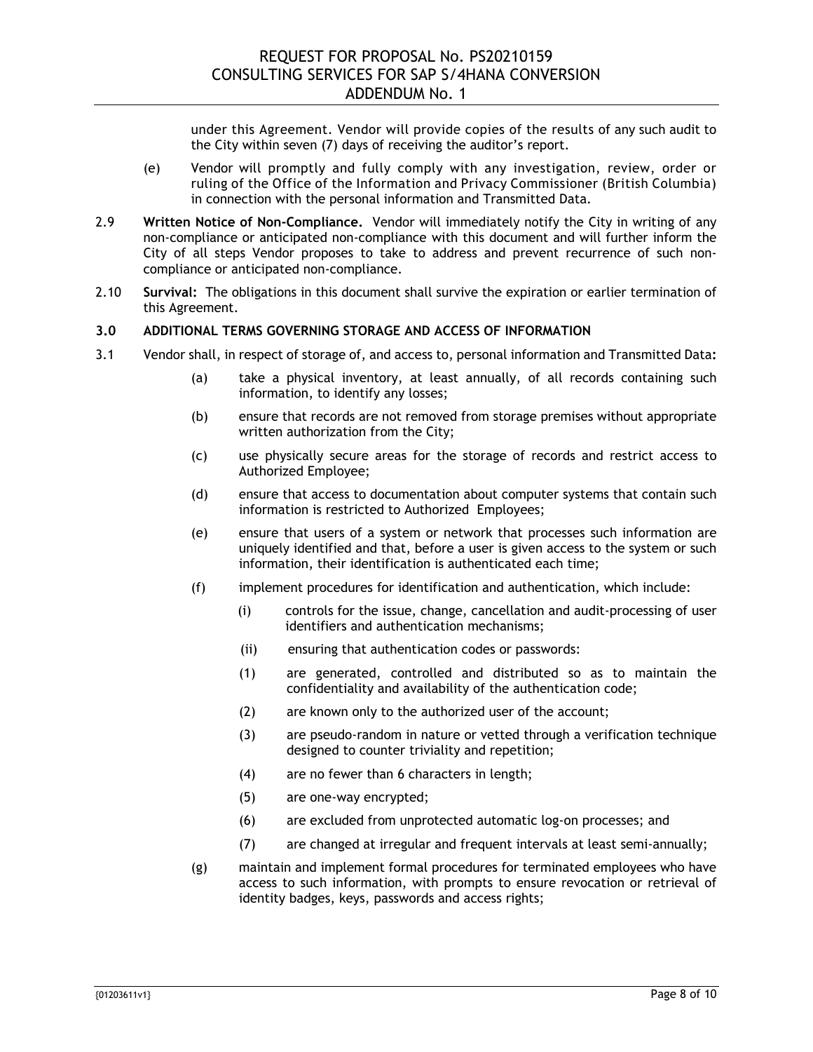under this Agreement. Vendor will provide copies of the results of any such audit to the City within seven (7) days of receiving the auditor's report.

(e) Vendor will promptly and fully comply with any investigation, review, order or ruling of the Office of the Information and Privacy Commissioner (British Columbia) in connection with the personal information and Transmitted Data.

2.9 **Written Notice of Non-Compliance.** Vendor will immediately notify the City in writing of any non-compliance or anticipated non-compliance with this document and will further inform the City of all steps Vendor proposes to take to address and prevent recurrence of such non-compliance or anticipated non-compliance.

2.10 **Survival:** The obligations in this document shall survive the expiration or earlier termination of this Agreement.

### 3.0 ADDITIONAL TERMS GOVERNING STORAGE AND ACCESS OF INFORMATION

3.1 Vendor shall, in respect of storage of, and access to, personal information and Transmitted Data**:**

(a) take a physical inventory, at least annually, of all records containing such information, to identify any losses;

(b) ensure that records are not removed from storage premises without appropriate written authorization from the City;

(c) use physically secure areas for the storage of records and restrict access to Authorized Employee;

(d) ensure that access to documentation about computer systems that contain such information is restricted to Authorized Employees;

(e) ensure that users of a system or network that processes such information are uniquely identified and that, before a user is given access to the system or such information, their identification is authenticated each time;

(f) implement procedures for identification and authentication, which include:

(i) controls for the issue, change, cancellation and audit-processing of user identifiers and authentication mechanisms;

(ii) ensuring that authentication codes or passwords:

(1) are generated, controlled and distributed so as to maintain the confidentiality and availability of the authentication code;

(2) are known only to the authorized user of the account;

(3) are pseudo-random in nature or vetted through a verification technique designed to counter triviality and repetition;

(4) are no fewer than 6 characters in length;

(5) are one-way encrypted;

(6) are excluded from unprotected automatic log-on processes; and

(7) are changed at irregular and frequent intervals at least semi-annually;

(g) maintain and implement formal procedures for terminated employees who have access to such information, with prompts to ensure revocation or retrieval of identity badges, keys, passwords and access rights;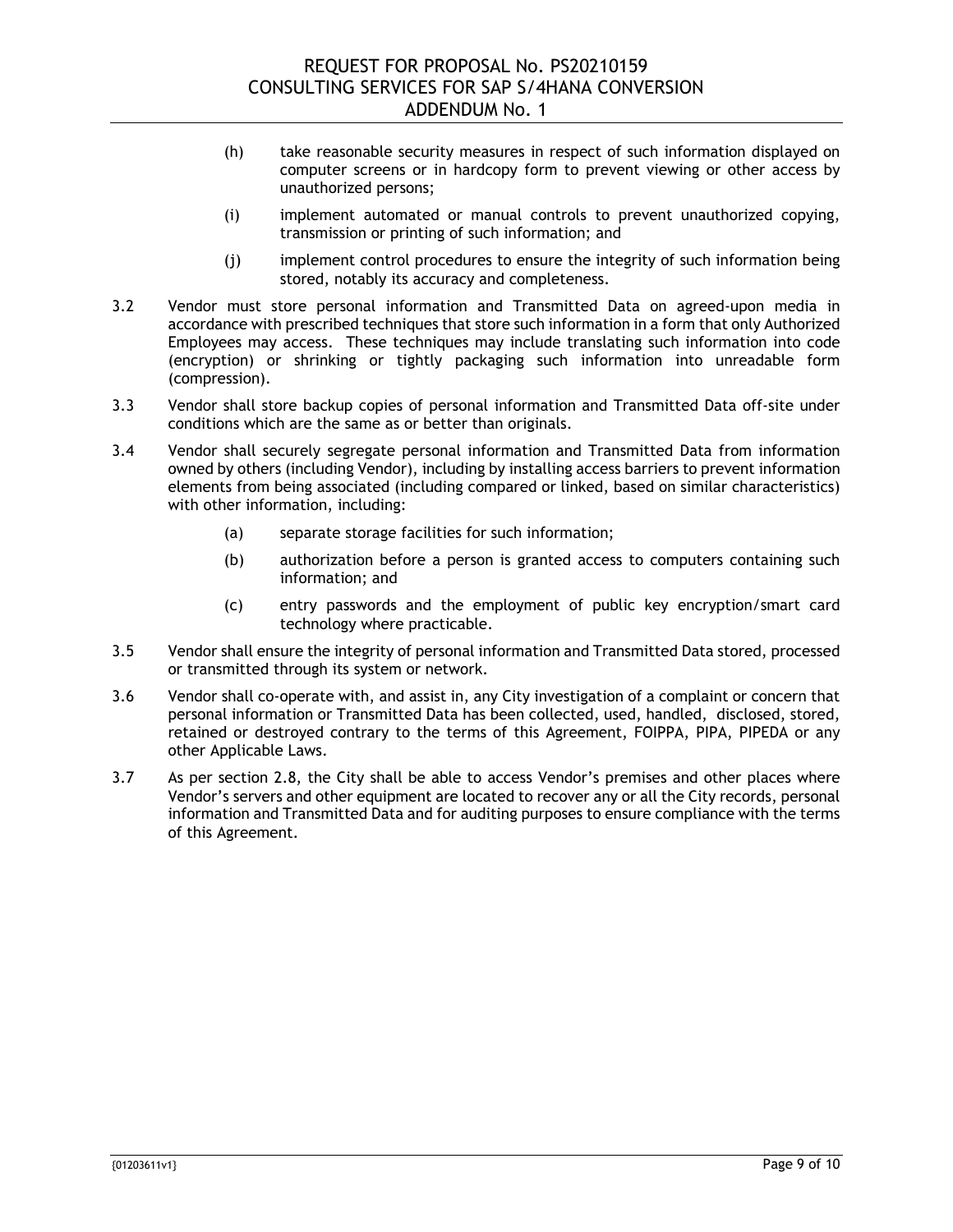(h) take reasonable security measures in respect of such information displayed on computer screens or in hardcopy form to prevent viewing or other access by unauthorized persons;

(i) implement automated or manual controls to prevent unauthorized copying, transmission or printing of such information; and

(j) implement control procedures to ensure the integrity of such information being stored, notably its accuracy and completeness.

3.2 Vendor must store personal information and Transmitted Data on agreed-upon media in accordance with prescribed techniques that store such information in a form that only Authorized Employees may access. These techniques may include translating such information into code (encryption) or shrinking or tightly packaging such information into unreadable form (compression).

3.3 Vendor shall store backup copies of personal information and Transmitted Data off-site under conditions which are the same as or better than originals.

3.4 Vendor shall securely segregate personal information and Transmitted Data from information owned by others (including Vendor), including by installing access barriers to prevent information elements from being associated (including compared or linked, based on similar characteristics) with other information, including:

(a) separate storage facilities for such information;

(b) authorization before a person is granted access to computers containing such information; and

(c) entry passwords and the employment of public key encryption/smart card technology where practicable.

3.5 Vendor shall ensure the integrity of personal information and Transmitted Data stored, processed or transmitted through its system or network.

3.6 Vendor shall co-operate with, and assist in, any City investigation of a complaint or concern that personal information or Transmitted Data has been collected, used, handled, disclosed, stored, retained or destroyed contrary to the terms of this Agreement, FOIPPA, PIPA, PIPEDA or any other Applicable Laws.

3.7 As per section 2.8, the City shall be able to access Vendor's premises and other places where Vendor's servers and other equipment are located to recover any or all the City records, personal information and Transmitted Data and for auditing purposes to ensure compliance with the terms of this Agreement.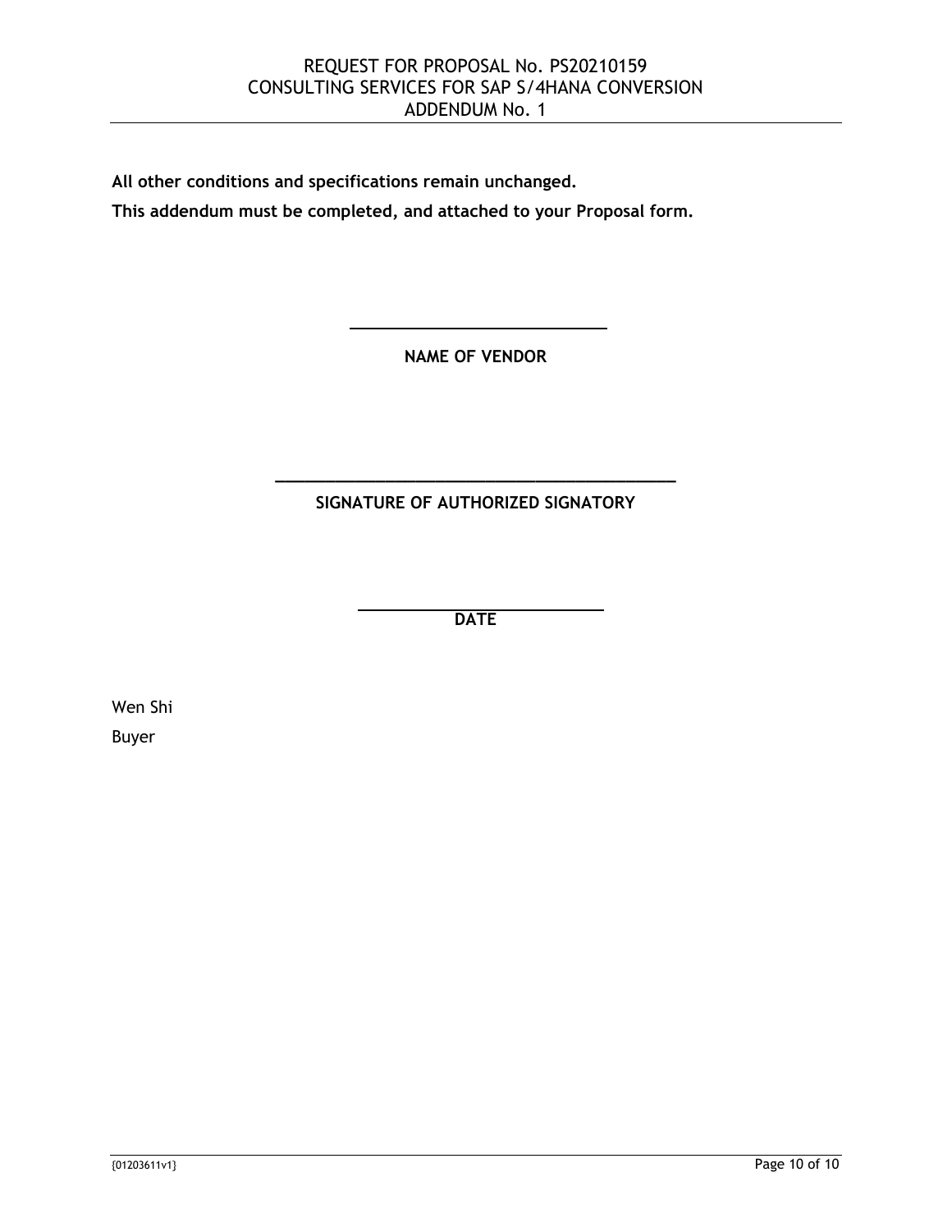**All other conditions and specifications remain unchanged.**

**This addendum must be completed, and attached to your Proposal form.**

\_\_\_\_\_\_\_\_\_\_\_\_\_\_\_\_\_\_\_\_\_\_\_\_\_\_\_\_

**NAME OF VENDOR**

\_\_\_\_\_\_\_\_\_\_\_\_\_\_\_\_\_\_\_\_\_\_\_\_\_\_\_\_\_\_\_\_\_\_\_\_\_\_\_\_\_\_\_\_

**SIGNATURE OF AUTHORIZED SIGNATORY**

\_\_\_\_\_\_\_\_\_\_\_\_\_\_\_\_\_\_\_\_\_\_\_\_\_\_\_\_

**DATE**

Wen Shi

Buyer